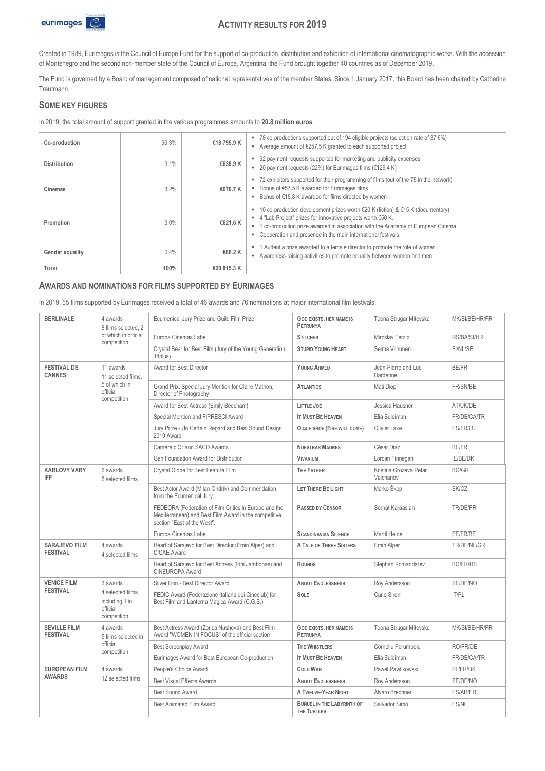# ACTIVITY RESULTS FOR 2019

Created in 1989, Eurimages is the Council of Europe Fund for the support of co-production, distribution and exhibition of international cinematographic works. With the accession of Montenegro and the second non-member state of the Council of Europe, Argentina, the Fund brought together 40 countries as of December 2019.

The Fund is governed by a Board of management composed of national representatives of the member States. Since 1 January 2017, this Board has been chaired by Catherine Trautmann.

## SOME KEY FIGURES

In 2019, the total amount of support granted in the various programmes amounts to **20.8 million euros**.

| | | | |
|---|---|---|---|
| **Co-production** | 90.3% | **€18 795.9 K** | ▪ 78 co-productions supported out of 194 eligible projects (selection rate of 37.6%)<br>▪ Average amount of €257.5 K granted to each supported project |
| **Distribution** | 3.1% | **€638.9 K** | ▪ 92 payment requests supported for marketing and publicity expenses<br>▪ 20 payment requests (22%) for Eurimages films (€129.4 K) |
| **Cinemas** | 3.2% | **€670.7 K** | ▪ 72 exhibitors supported for their programming of films (out of the 75 in the network)<br>▪ Bonus of €57.5 K awarded for Eurimages films<br>▪ Bonus of €15.8 K awarded for films directed by women |
| **Promotion** | 3.0% | **€621.6 K** | ▪ 10 co-production development prizes worth €20 K (fiction) & €15 K (documentary)<br>▪ 4 "Lab Project" prizes for innovative projects worth €50 K.<br>▪ 1 co-production prize awarded in association with the Academy of European Cinema<br>▪ Cooperation and presence in the main international festivals |
| **Gender equality** | 0.4% | **€86.2 K** | ▪ 1 Audentia prize awarded to a female director to promote the role of women<br>▪ Awareness-raising activities to promote equality between women and men |
| **TOTAL** | **100%** | **€20 815.3 K** | |

## AWARDS AND NOMINATIONS FOR FILMS SUPPORTED BY EURIMAGES

In 2019, 55 films supported by Eurimages received a total of 46 awards and 76 nominations at major international film festivals.

| | | | | | |
|---|---|---|---|---|---|
| **BERLINALE** | 4 awards<br>8 films selected, 2 of which in official competition | Ecumenical Jury Prize and Guild Film Prize | **GOD EXISTS, HER NAME IS PETRUNYA** | Teona Strugar Mitevska | MK/SI/BE/HR/FR |
| | | Europa Cinemas Label | **STITCHES** | Miroslav Terzić | RS/BA/SI/HR |
| | | Crystal Bear for Best Film (Jury of the Young Generation 14plus) | **STUPID YOUNG HEART** | Selma Vilhunen | FI/NL/SE |
| **FESTIVAL DE CANNES** | 11 awards<br>11 selected films, 5 of which in official competition | Award for Best Director | **YOUNG AHMED** | Jean-Pierre and Luc Dardenne | BE/FR |
| | | Grand Prix, Special Jury Mention for Claire Mathon, Director of Photography | **ATLANTICS** | Mati Diop | FR/SN/BE |
| | | Award for Best Actress (Emily Beecham) | **LITTLE JOE** | Jessica Hausner | AT/UK/DE |
| | | Special Mention and FIPRESCI Award | **IT MUST BE HEAVEN** | Elia Suleiman | FR/DE/CA/TR |
| | | Jury Prize - Un Certain Regard and Best Sound Design 2019 Award | **O QUE ARDE (FIRE WILL COME)** | Olivier Laxe | ES/FR/LU |
| | | Camera d'Or and SACD Awards | **NUESTRAS MADRES** | César Diaz | BE/FR |
| | | Gan Foundation Award for Distribution | **VIVARIUM** | Lorcan Finnegan | IE/BE/DK |
| **KARLOVY VARY IFF** | 6 awards<br>6 selected films | Crystal Globe for Best Feature Film | **THE FATHER** | Kristina Grozeva Petar Valchanov | BG/GR |
| | | Best Actor Award (Milan Ondrík) and Commendation from the Ecumenical Jury | **LET THERE BE LIGHT** | Marko Škop | SK/CZ |
| | | FEDEORA (Federation of Film Critics in Europe and the Mediterranean) and Best Film Award in the competitive section "East of the West". | **PASSED BY CENSOR** | Serhat Karaaslan | TR/DE/FR |
| | | Europa Cinemas Label | **SCANDINAVIAN SILENCE** | Martti Helde | EE/FR/BE |
| **SARAJEVO FILM FESTIVAL** | 4 awards<br>4 selected films | Heart of Sarajevo for Best Director (Emin Alper) and CICAE Award | **A TALE OF THREE SISTERS** | Emin Alper | TR/DE/NL/GR |
| | | Heart of Sarajevo for Best Actress (Irini Jambonas) and CINEUROPA Award | **ROUNDS** | Stephan Komandarev | BG/FR/RS |
| **VENICE FILM FESTIVAL** | 3 awards<br>4 selected films including 1 in official competition | Silver Lion - Best Director Award | **ABOUT ENDLESSNESS** | Roy Andersson | SE/DE/NO |
| | | FEDIC Award (Federazione Italiana dei Cineclub) for Best Film and Lanterna Magica Award (C.G.S.) | **SOLE** | Carlo Sironi | IT/PL |
| **SEVILLE FILM FESTIVAL** | 4 awards<br>5 films selected in official competition | Best Actress Award (Zorica Nusheva) and Best Film Award "WOMEN IN FOCUS" of the official section | **GOD EXISTS, HER NAME IS PETRUNYA** | Teona Strugar Mitevska | MK/SI/BE/HR/FR |
| | | Best Screenplay Award | **THE WHISTLERS** | Corneliu Porumboiu | RO/FR/DE |
| | | Eurimages Award for Best European Co-production | **IT MUST BE HEAVEN** | Elia Suleiman | FR/DE/CA/TR |
| **EUROPEAN FILM AWARDS** | 4 awards<br>12 selected films | People's Choice Award | **COLD WAR** | Pawel Pawlikowski | PL/FR/UK |
| | | Best Visual Effects Awards | **ABOUT ENDLESSNESS** | Roy Andersson | SE/DE/NO |
| | | Best Sound Award | **A TWELVE-YEAR NIGHT** | Álvaro Brechner | ES/AR/FR |
| | | Best Animated Film Award | **BUÑUEL IN THE LABYRINTH OF THE TURTLES** | Salvador Simó | ES/NL |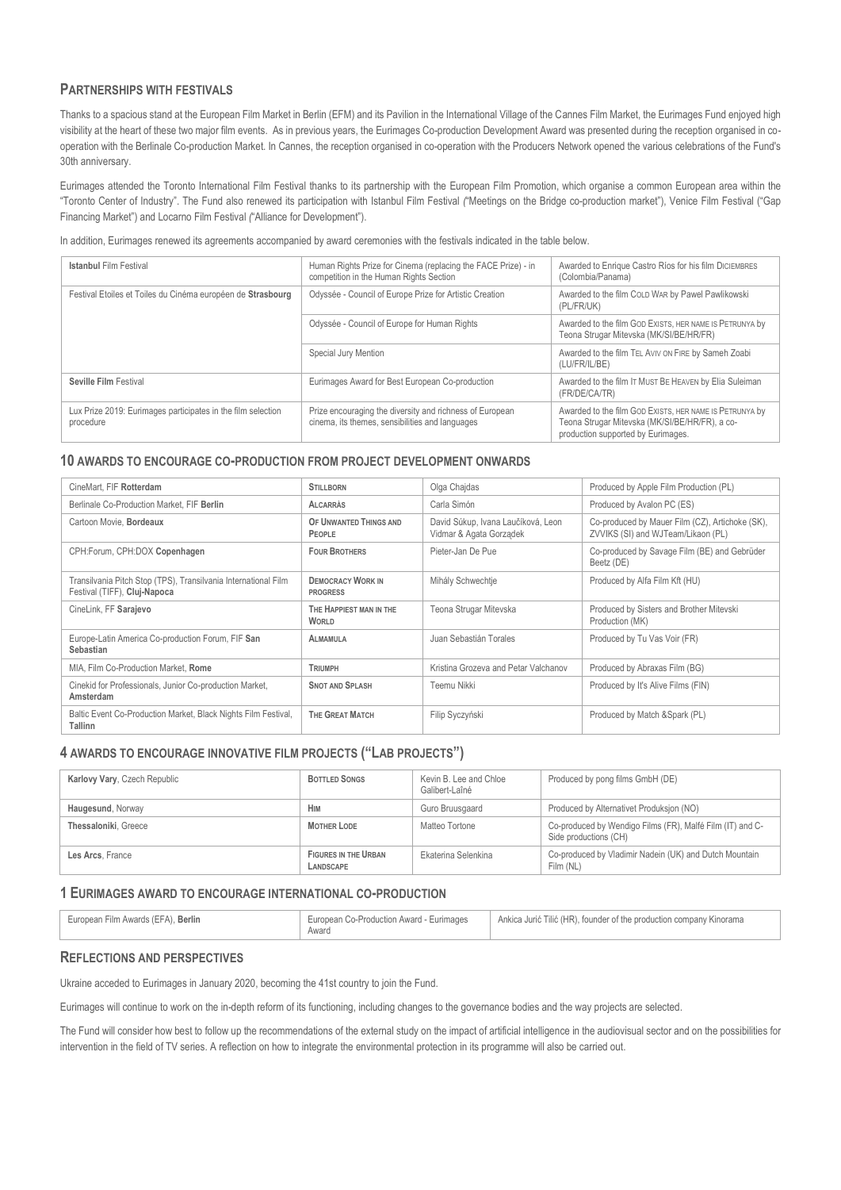## Partnerships with festivals

Thanks to a spacious stand at the European Film Market in Berlin (EFM) and its Pavilion in the International Village of the Cannes Film Market, the Eurimages Fund enjoyed high visibility at the heart of these two major film events. As in previous years, the Eurimages Co-production Development Award was presented during the reception organised in co-operation with the Berlinale Co-production Market. In Cannes, the reception organised in co-operation with the Producers Network opened the various celebrations of the Fund's 30th anniversary.

Eurimages attended the Toronto International Film Festival thanks to its partnership with the European Film Promotion, which organise a common European area within the "Toronto Center of Industry". The Fund also renewed its participation with Istanbul Film Festival ("Meetings on the Bridge co-production market"), Venice Film Festival ("Gap Financing Market") and Locarno Film Festival ("Alliance for Development").

In addition, Eurimages renewed its agreements accompanied by award ceremonies with the festivals indicated in the table below.

| | | |
|---|---|---|
| **Istanbul** Film Festival | Human Rights Prize for Cinema (replacing the FACE Prize) - in competition in the Human Rights Section | Awarded to Enrique Castro Rios for his film Diciembres (Colombia/Panama) |
| Festival Etoiles et Toiles du Cinéma européen de **Strasbourg** | Odyssée - Council of Europe Prize for Artistic Creation | Awarded to the film Cold War by Pawel Pawlikowski (PL/FR/UK) |
| | Odyssée - Council of Europe for Human Rights | Awarded to the film God Exists, her name is Petrunya by Teona Strugar Mitevska (MK/SI/BE/HR/FR) |
| | Special Jury Mention | Awarded to the film Tel Aviv on Fire by Sameh Zoabi (LU/FR/IL/BE) |
| **Seville Film** Festival | Eurimages Award for Best European Co-production | Awarded to the film It Must Be Heaven by Elia Suleiman (FR/DE/CA/TR) |
| Lux Prize 2019: Eurimages participates in the film selection procedure | Prize encouraging the diversity and richness of European cinema, its themes, sensibilities and languages | Awarded to the film God Exists, her name is Petrunya by Teona Strugar Mitevska (MK/SI/BE/HR/FR), a co-production supported by Eurimages. |

## 10 awards to encourage co-production from project development onwards

| | | | |
|---|---|---|---|
| CineMart, FIF **Rotterdam** | **Stillborn** | Olga Chajdas | Produced by Apple Film Production (PL) |
| Berlinale Co-Production Market, FIF **Berlin** | **Alcarràs** | Carla Simón | Produced by Avalon PC (ES) |
| Cartoon Movie, **Bordeaux** | **Of Unwanted Things and People** | David Súkup, Ivana Laučíková, Leon Vidmar & Agata Gorządek | Co-produced by Mauer Film (CZ), Artichoke (SK), ZVVIKS (SI) and WJTeam/Likaon (PL) |
| CPH:Forum, CPH:DOX **Copenhagen** | **Four Brothers** | Pieter-Jan De Pue | Co-produced by Savage Film (BE) and Gebrüder Beetz (DE) |
| Transilvania Pitch Stop (TPS), Transilvania International Film Festival (TIFF), **Cluj-Napoca** | **Democracy Work in Progress** | Mihály Schwechtje | Produced by Alfa Film Kft (HU) |
| CineLink, FF **Sarajevo** | **The Happiest Man in the World** | Teona Strugar Mitevska | Produced by Sisters and Brother Mitevski Production (MK) |
| Europe-Latin America Co-production Forum, FIF **San Sebastian** | **Almamula** | Juan Sebastián Torales | Produced by Tu Vas Voir (FR) |
| MIA, Film Co-Production Market, **Rome** | **Triumph** | Kristina Grozeva and Petar Valchanov | Produced by Abraxas Film (BG) |
| Cinekid for Professionals, Junior Co-production Market, **Amsterdam** | **Snot and Splash** | Teemu Nikki | Produced by It's Alive Films (FIN) |
| Baltic Event Co-Production Market, Black Nights Film Festival, **Tallinn** | **The Great Match** | Filip Syczyński | Produced by Match &Spark (PL) |

## 4 awards to encourage innovative film projects ("Lab projects")

| | | | |
|---|---|---|---|
| **Karlovy Vary**, Czech Republic | **Bottled Songs** | Kevin B. Lee and Chloe Galibert-Laîné | Produced by pong films GmbH (DE) |
| **Haugesund**, Norway | **Him** | Guro Bruusgaard | Produced by Alternativet Produksjon (NO) |
| **Thessaloniki**, Greece | **Mother Lode** | Matteo Tortone | Co-produced by Wendigo Films (FR), Malfé Film (IT) and C-Side productions (CH) |
| **Les Arcs**, France | **Figures in the Urban Landscape** | Ekaterina Selenkina | Co-produced by Vladimir Nadein (UK) and Dutch Mountain Film (NL) |

## 1 Eurimages award to encourage international co-production

| | | |
|---|---|---|
| European Film Awards (EFA), **Berlin** | European Co-Production Award - Eurimages Award | Ankica Jurić Tilić (HR), founder of the production company Kinorama |

## Reflections and perspectives

Ukraine acceded to Eurimages in January 2020, becoming the 41st country to join the Fund.

Eurimages will continue to work on the in-depth reform of its functioning, including changes to the governance bodies and the way projects are selected.

The Fund will consider how best to follow up the recommendations of the external study on the impact of artificial intelligence in the audiovisual sector and on the possibilities for intervention in the field of TV series. A reflection on how to integrate the environmental protection in its programme will also be carried out.